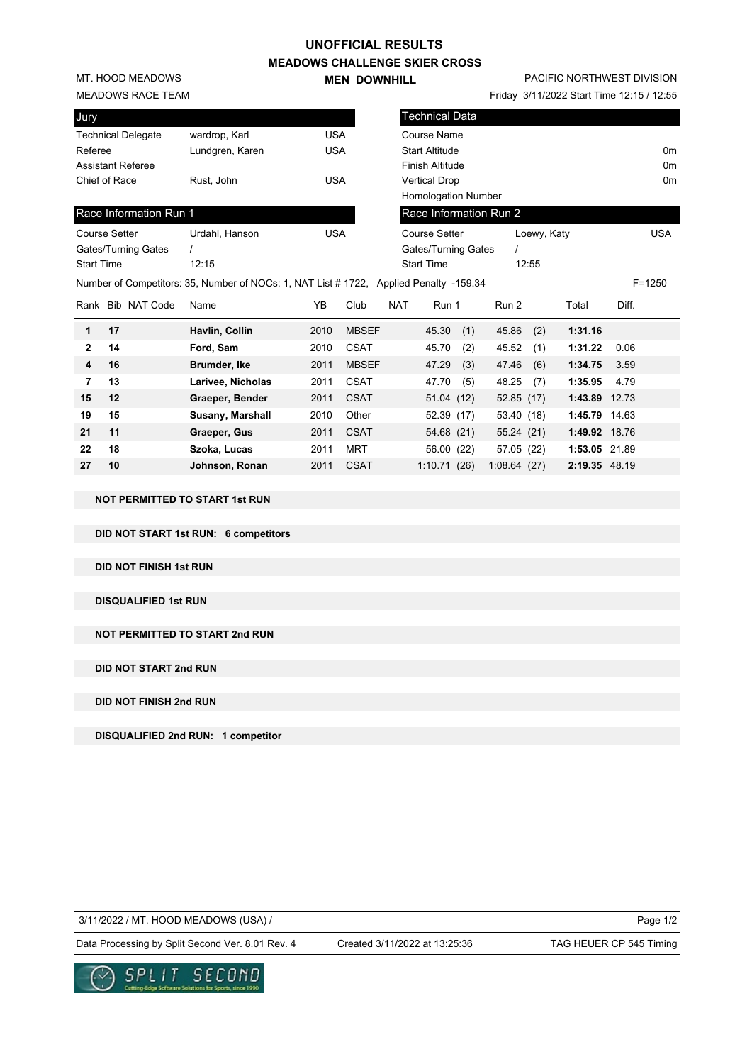# UNOFFICIAL RESULTS

## MEADOWS CHALLENGE SKIER CROSS

### MEN DOWNHILL

MT. HOOD MEADOWS
MEADOWS RACE TEAM

PACIFIC NORTHWEST DIVISION
Friday 3/11/2022 Start Time 12:15 / 12:55

| Jury | | |
|---|---|---|
| Technical Delegate | wardrop, Karl | USA |
| Referee | Lundgren, Karen | USA |
| Assistant Referee | | |
| Chief of Race | Rust, John | USA |

| Technical Data | |
|---|---|
| Course Name | |
| Start Altitude | 0m |
| Finish Altitude | 0m |
| Vertical Drop | 0m |
| Homologation Number | |

| Race Information Run 1 | | |
|---|---|---|
| Course Setter | Urdahl, Hanson | USA |
| Gates/Turning Gates | / | |
| Start Time | 12:15 | |

| Race Information Run 2 | | |
|---|---|---|
| Course Setter | Loewy, Katy | USA |
| Gates/Turning Gates | / | |
| Start Time | 12:55 | |

Number of Competitors: 35, Number of NOCs: 1, NAT List # 1722, Applied Penalty -159.34 F=1250

| Rank | Bib | NAT Code | Name | YB | Club | NAT | Run 1 | Run 2 | Total | Diff. |
|---|---|---|---|---|---|---|---|---|---|---|
| 1 | 17 | | **Havlin, Collin** | 2010 | MBSEF | | 45.30 (1) | 45.86 (2) | **1:31.16** | |
| 2 | 14 | | **Ford, Sam** | 2010 | CSAT | | 45.70 (2) | 45.52 (1) | **1:31.22** | 0.06 |
| 4 | 16 | | **Brumder, Ike** | 2011 | MBSEF | | 47.29 (3) | 47.46 (6) | **1:34.75** | 3.59 |
| 7 | 13 | | **Larivee, Nicholas** | 2011 | CSAT | | 47.70 (5) | 48.25 (7) | **1:35.95** | 4.79 |
| 15 | 12 | | **Graeper, Bender** | 2011 | CSAT | | 51.04 (12) | 52.85 (17) | **1:43.89** | 12.73 |
| 19 | 15 | | **Susany, Marshall** | 2010 | Other | | 52.39 (17) | 53.40 (18) | **1:45.79** | 14.63 |
| 21 | 11 | | **Graeper, Gus** | 2011 | CSAT | | 54.68 (21) | 55.24 (21) | **1:49.92** | 18.76 |
| 22 | 18 | | **Szoka, Lucas** | 2011 | MRT | | 56.00 (22) | 57.05 (22) | **1:53.05** | 21.89 |
| 27 | 10 | | **Johnson, Ronan** | 2011 | CSAT | | 1:10.71 (26) | 1:08.64 (27) | **2:19.35** | 48.19 |

**NOT PERMITTED TO START 1st RUN**

**DID NOT START 1st RUN: 6 competitors**

**DID NOT FINISH 1st RUN**

**DISQUALIFIED 1st RUN**

**NOT PERMITTED TO START 2nd RUN**

**DID NOT START 2nd RUN**

**DID NOT FINISH 2nd RUN**

**DISQUALIFIED 2nd RUN: 1 competitor**

3/11/2022 / MT. HOOD MEADOWS (USA) /

Data Processing by Split Second Ver. 8.01 Rev. 4 Created 3/11/2022 at 13:25:36 TAG HEUER CP 545 Timing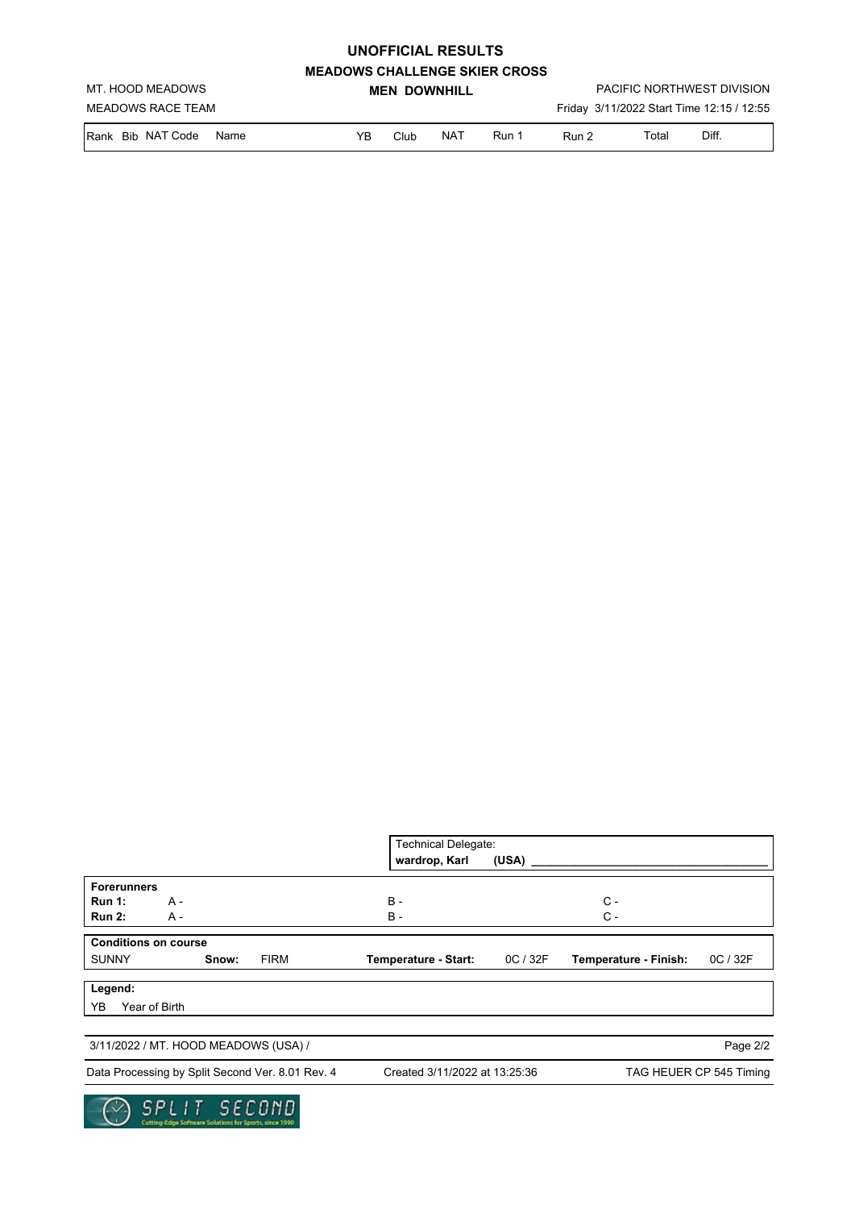# UNOFFICIAL RESULTS

## MEADOWS CHALLENGE SKIER CROSS

MT. HOOD MEADOWS | **MEN DOWNHILL** | PACIFIC NORTHWEST DIVISION

MEADOWS RACE TEAM | Friday 3/11/2022 Start Time 12:15 / 12:55

| Rank | Bib | NAT Code | Name | YB | Club | NAT | Run 1 | Run 2 | Total | Diff. |
|---|---|---|---|---|---|---|---|---|---|---|

Technical Delegate:
**wardrop, Karl (USA)** ____________________________________

| **Forerunners** | | | |
|---|---|---|---|
| **Run 1:** | A - | B - | C - |
| **Run 2:** | A - | B - | C - |

| **Conditions on course** | | | | | | |
|---|---|---|---|---|---|---|
| SUNNY | **Snow:** | FIRM | **Temperature - Start:** | 0C / 32F | **Temperature - Finish:** | 0C / 32F |

**Legend:**
YB Year of Birth

3/11/2022 / MT. HOOD MEADOWS (USA) /

Data Processing by Split Second Ver. 8.01 Rev. 4 | Created 3/11/2022 at 13:25:36 | TAG HEUER CP 545 Timing